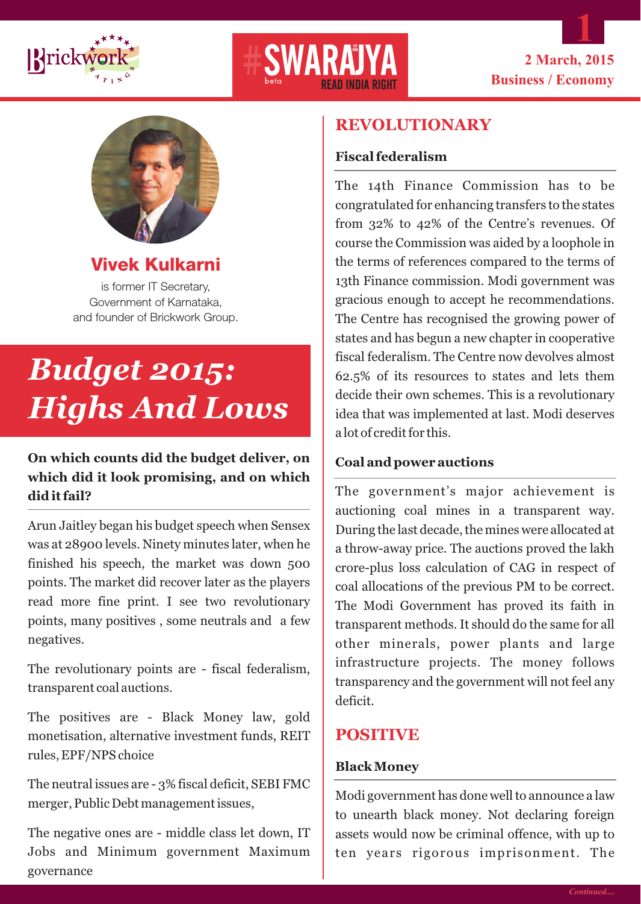**Vivek Kulkarni**

is former IT Secretary, Government of Karnataka, and founder of Brickwork Group.

# Budget 2015: Highs And Lows

**On which counts did the budget deliver, on which did it look promising, and on which did it fail?**

Arun Jaitley began his budget speech when Sensex was at 28900 levels. Ninety minutes later, when he finished his speech, the market was down 500 points. The market did recover later as the players read more fine print. I see two revolutionary points, many positives , some neutrals and a few negatives.

The revolutionary points are - fiscal federalism, transparent coal auctions.

The positives are - Black Money law, gold monetisation, alternative investment funds, REIT rules, EPF/NPS choice

The neutral issues are - 3% fiscal deficit, SEBI FMC merger, Public Debt management issues,

The negative ones are - middle class let down, IT Jobs and Minimum government Maximum governance

## REVOLUTIONARY

### Fiscal federalism

The 14th Finance Commission has to be congratulated for enhancing transfers to the states from 32% to 42% of the Centre's revenues. Of course the Commission was aided by a loophole in the terms of references compared to the terms of 13th Finance commission. Modi government was gracious enough to accept he recommendations. The Centre has recognised the growing power of states and has begun a new chapter in cooperative fiscal federalism. The Centre now devolves almost 62.5% of its resources to states and lets them decide their own schemes. This is a revolutionary idea that was implemented at last. Modi deserves a lot of credit for this.

### Coal and power auctions

The government's major achievement is auctioning coal mines in a transparent way. During the last decade, the mines were allocated at a throw-away price. The auctions proved the lakh crore-plus loss calculation of CAG in respect of coal allocations of the previous PM to be correct. The Modi Government has proved its faith in transparent methods. It should do the same for all other minerals, power plants and large infrastructure projects. The money follows transparency and the government will not feel any deficit.

## POSITIVE

### Black Money

Modi government has done well to announce a law to unearth black money. Not declaring foreign assets would now be criminal offence, with up to ten years rigorous imprisonment. The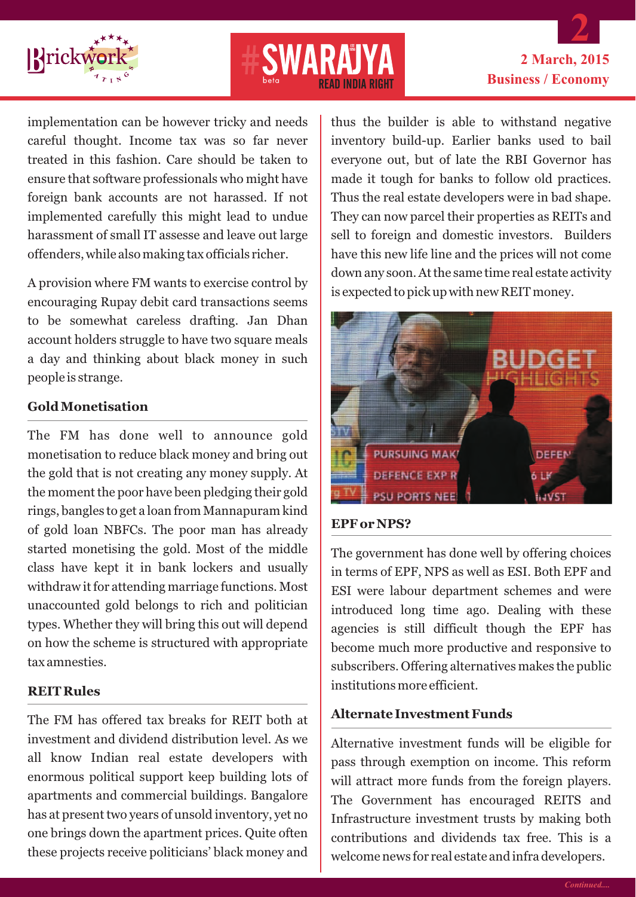implementation can be however tricky and needs careful thought. Income tax was so far never treated in this fashion. Care should be taken to ensure that software professionals who might have foreign bank accounts are not harassed. If not implemented carefully this might lead to undue harassment of small IT assesse and leave out large offenders, while also making tax officials richer.

A provision where FM wants to exercise control by encouraging Rupay debit card transactions seems to be somewhat careless drafting. Jan Dhan account holders struggle to have two square meals a day and thinking about black money in such people is strange.

### Gold Monetisation

The FM has done well to announce gold monetisation to reduce black money and bring out the gold that is not creating any money supply. At the moment the poor have been pledging their gold rings, bangles to get a loan from Mannapuram kind of gold loan NBFCs. The poor man has already started monetising the gold. Most of the middle class have kept it in bank lockers and usually withdraw it for attending marriage functions. Most unaccounted gold belongs to rich and politician types. Whether they will bring this out will depend on how the scheme is structured with appropriate tax amnesties.

### REIT Rules

The FM has offered tax breaks for REIT both at investment and dividend distribution level. As we all know Indian real estate developers with enormous political support keep building lots of apartments and commercial buildings. Bangalore has at present two years of unsold inventory, yet no one brings down the apartment prices. Quite often these projects receive politicians' black money and thus the builder is able to withstand negative inventory build-up. Earlier banks used to bail everyone out, but of late the RBI Governor has made it tough for banks to follow old practices. Thus the real estate developers were in bad shape. They can now parcel their properties as REITs and sell to foreign and domestic investors. Builders have this new life line and the prices will not come down any soon. At the same time real estate activity is expected to pick up with new REIT money.

### EPF or NPS?

The government has done well by offering choices in terms of EPF, NPS as well as ESI. Both EPF and ESI were labour department schemes and were introduced long time ago. Dealing with these agencies is still difficult though the EPF has become much more productive and responsive to subscribers. Offering alternatives makes the public institutions more efficient.

### Alternate Investment Funds

Alternative investment funds will be eligible for pass through exemption on income. This reform will attract more funds from the foreign players. The Government has encouraged REITS and Infrastructure investment trusts by making both contributions and dividends tax free. This is a welcome news for real estate and infra developers.

*Continued....*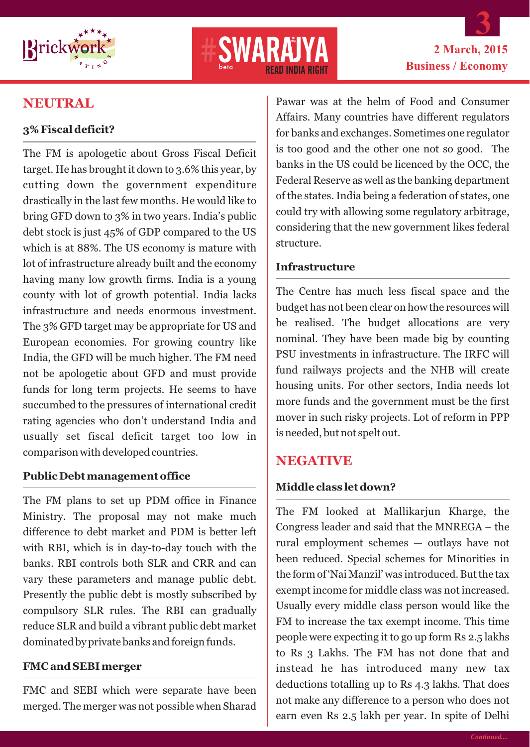## NEUTRAL

### 3% Fiscal deficit?

The FM is apologetic about Gross Fiscal Deficit target. He has brought it down to 3.6% this year, by cutting down the government expenditure drastically in the last few months. He would like to bring GFD down to 3% in two years. India's public debt stock is just 45% of GDP compared to the US which is at 88%. The US economy is mature with lot of infrastructure already built and the economy having many low growth firms. India is a young county with lot of growth potential. India lacks infrastructure and needs enormous investment. The 3% GFD target may be appropriate for US and European economies. For growing country like India, the GFD will be much higher. The FM need not be apologetic about GFD and must provide funds for long term projects. He seems to have succumbed to the pressures of international credit rating agencies who don't understand India and usually set fiscal deficit target too low in comparison with developed countries.

### Public Debt management office

The FM plans to set up PDM office in Finance Ministry. The proposal may not make much difference to debt market and PDM is better left with RBI, which is in day-to-day touch with the banks. RBI controls both SLR and CRR and can vary these parameters and manage public debt. Presently the public debt is mostly subscribed by compulsory SLR rules. The RBI can gradually reduce SLR and build a vibrant public debt market dominated by private banks and foreign funds.

### FMC and SEBI merger

FMC and SEBI which were separate have been merged. The merger was not possible when Sharad Pawar was at the helm of Food and Consumer Affairs. Many countries have different regulators for banks and exchanges. Sometimes one regulator is too good and the other one not so good. The banks in the US could be licenced by the OCC, the Federal Reserve as well as the banking department of the states. India being a federation of states, one could try with allowing some regulatory arbitrage, considering that the new government likes federal structure.

### Infrastructure

The Centre has much less fiscal space and the budget has not been clear on how the resources will be realised. The budget allocations are very nominal. They have been made big by counting PSU investments in infrastructure. The IRFC will fund railways projects and the NHB will create housing units. For other sectors, India needs lot more funds and the government must be the first mover in such risky projects. Lot of reform in PPP is needed, but not spelt out.

## NEGATIVE

### Middle class let down?

The FM looked at Mallikarjun Kharge, the Congress leader and said that the MNREGA – the rural employment schemes — outlays have not been reduced. Special schemes for Minorities in the form of 'Nai Manzil' was introduced. But the tax exempt income for middle class was not increased. Usually every middle class person would like the FM to increase the tax exempt income. This time people were expecting it to go up form Rs 2.5 lakhs to Rs 3 Lakhs. The FM has not done that and instead he has introduced many new tax deductions totalling up to Rs 4.3 lakhs. That does not make any difference to a person who does not earn even Rs 2.5 lakh per year. In spite of Delhi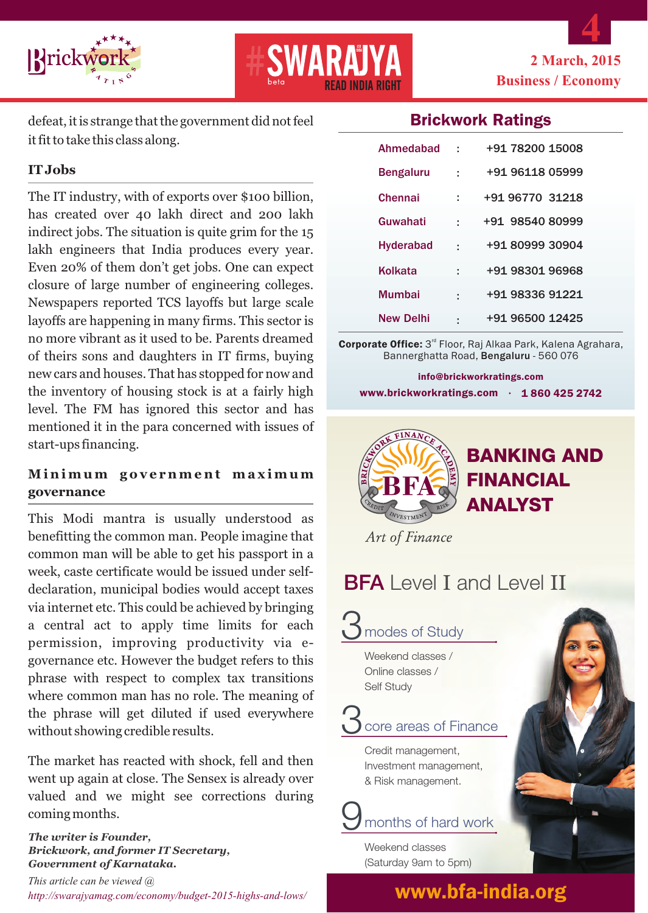defeat, it is strange that the government did not feel it fit to take this class along.

### IT Jobs

The IT industry, with of exports over $100 billion, has created over 40 lakh direct and 200 lakh indirect jobs. The situation is quite grim for the 15 lakh engineers that India produces every year. Even 20% of them don't get jobs. One can expect closure of large number of engineering colleges. Newspapers reported TCS layoffs but large scale layoffs are happening in many firms. This sector is no more vibrant as it used to be. Parents dreamed of theirs sons and daughters in IT firms, buying new cars and houses. That has stopped for now and the inventory of housing stock is at a fairly high level. The FM has ignored this sector and has mentioned it in the para concerned with issues of start-ups financing.

### Minimum government maximum governance

This Modi mantra is usually understood as benefitting the common man. People imagine that common man will be able to get his passport in a week, caste certificate would be issued under self-declaration, municipal bodies would accept taxes via internet etc. This could be achieved by bringing a central act to apply time limits for each permission, improving productivity via e-governance etc. However the budget refers to this phrase with respect to complex tax transitions where common man has no role. The meaning of the phrase will get diluted if used everywhere without showing credible results.

The market has reacted with shock, fell and then went up again at close. The Sensex is already over valued and we might see corrections during coming months.

***The writer is Founder, Brickwork, and former IT Secretary, Government of Karnataka.***

*This article can be viewed @ http://swarajyamag.com/economy/budget-2015-highs-and-lows/*

## Brickwork Ratings

| | | |
|---|---|---|
| Ahmedabad | : | +91 78200 15008 |
| Bengaluru | : | +91 96118 05999 |
| Chennai | : | +91 96770 31218 |
| Guwahati | : | +91 98540 80999 |
| Hyderabad | : | +91 80999 30904 |
| Kolkata | : | +91 98301 96968 |
| Mumbai | : | +91 98336 91221 |
| New Delhi | : | +91 96500 12425 |

**Corporate Office:** 3rd Floor, Raj Alkaa Park, Kalena Agrahara, Bannerghatta Road, **Bengaluru** - 560 076

**info@brickworkratings.com**

**www.brickworkratings.com · 1 860 425 2742**

## BANKING AND FINANCIAL ANALYST

*Art of Finance*

### BFA Level I and Level II

**3** modes of Study

Weekend classes / Online classes / Self Study

**3** core areas of Finance

Credit management, Investment management, & Risk management.

**9** months of hard work

Weekend classes (Saturday 9am to 5pm)

**www.bfa-india.org**